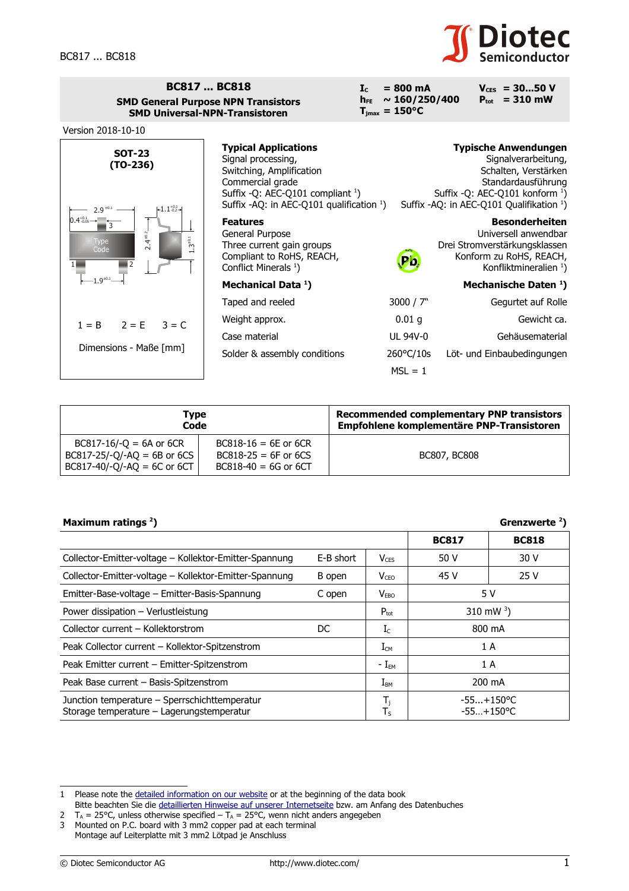# BC817 ... BC818

**SMD General Purpose NPN Transistors**
**SMD Universal-NPN-Transistoren**

| | |
|---|---|
| $I_C$ = 800 mA | $V_{CES}$ = 30...50 V |
| $h_{FE}$ ~ 160/250/400 | $P_{tot}$ = 310 mW |
| $T_{jmax}$ = 150°C | |

Version 2018-10-10

**SOT-23 (TO-236)**

2.9 ±0.1
0.4 +0.1/-0.05
1.1 +0.1/-0.2
2.4 ±0.2
1.3 ±0.1
1.9 ±0.1
Type Code
1 2 3

1 = B 2 = E 3 = C

Dimensions - Maße [mm]

| **Typical Applications** | **Typische Anwendungen** |
|---|---|
| Signal processing, | Signalverarbeitung, |
| Switching, Amplification | Schalten, Verstärken |
| Commercial grade | Standardausführung |
| Suffix -Q: AEC-Q101 compliant [1] | Suffix -Q: AEC-Q101 konform [1] |
| Suffix -AQ: in AEC-Q101 qualification [1] | Suffix -AQ: in AEC-Q101 Qualifikation [1] |

| **Features** | **Besonderheiten** |
|---|---|
| General Purpose | Universell anwendbar |
| Three current gain groups | Drei Stromverstärkungsklassen |
| Compliant to RoHS, REACH, | Konform zu RoHS, REACH, |
| Conflict Minerals [1] | Konfliktmineralien [1] |

| **Mechanical Data [1]** | | **Mechanische Daten [1]** |
|---|---|---|
| Taped and reeled | 3000 / 7" | Gegurtet auf Rolle |
| Weight approx. | 0.01 g | Gewicht ca. |
| Case material | UL 94V-0 | Gehäusematerial |
| Solder & assembly conditions | 260°C/10s | Löt- und Einbaubedingungen |
| | MSL = 1 | |

| **Type Code** | | **Recommended complementary PNP transistors Empfohlene komplementäre PNP-Transistoren** |
|---|---|---|
| BC817-16/-Q = 6A or 6CR<br>BC817-25/-Q/-AQ = 6B or 6CS<br>BC817-40/-Q/-AQ = 6C or 6CT | BC818-16 = 6E or 6CR<br>BC818-25 = 6F or 6CS<br>BC818-40 = 6G or 6CT | BC807, BC808 |

**Maximum ratings [2]** **Grenzwerte [2]**

| | | | BC817 | BC818 |
|---|---|---|---|---|
| Collector-Emitter-voltage – Kollektor-Emitter-Spannung | E-B short | $V_{CES}$ | 50 V | 30 V |
| Collector-Emitter-voltage – Kollektor-Emitter-Spannung | B open | $V_{CEO}$ | 45 V | 25 V |
| Emitter-Base-voltage – Emitter-Basis-Spannung | C open | $V_{EBO}$ | 5 V | |
| Power dissipation – Verlustleistung | | $P_{tot}$ | 310 mW [3] | |
| Collector current – Kollektorstrom | DC | $I_C$ | 800 mA | |
| Peak Collector current – Kollektor-Spitzenstrom | | $I_{CM}$ | 1 A | |
| Peak Emitter current – Emitter-Spitzenstrom | | $-I_{EM}$ | 1 A | |
| Peak Base current – Basis-Spitzenstrom | | $I_{BM}$ | 200 mA | |
| Junction temperature – Sperrschichttemperatur<br>Storage temperature – Lagerungstemperatur | | $T_j$<br>$T_S$ | -55...+150°C<br>-55...+150°C | |

1 Please note the detailed information on our website or at the beginning of the data book
Bitte beachten Sie die detaillierten Hinweise auf unserer Internetseite bzw. am Anfang des Datenbuches
2 $T_A$ = 25°C, unless otherwise specified – $T_A$ = 25°C, wenn nicht anders angegeben
3 Mounted on P.C. board with 3 mm2 copper pad at each terminal
Montage auf Leiterplatte mit 3 mm2 Lötpad je Anschluss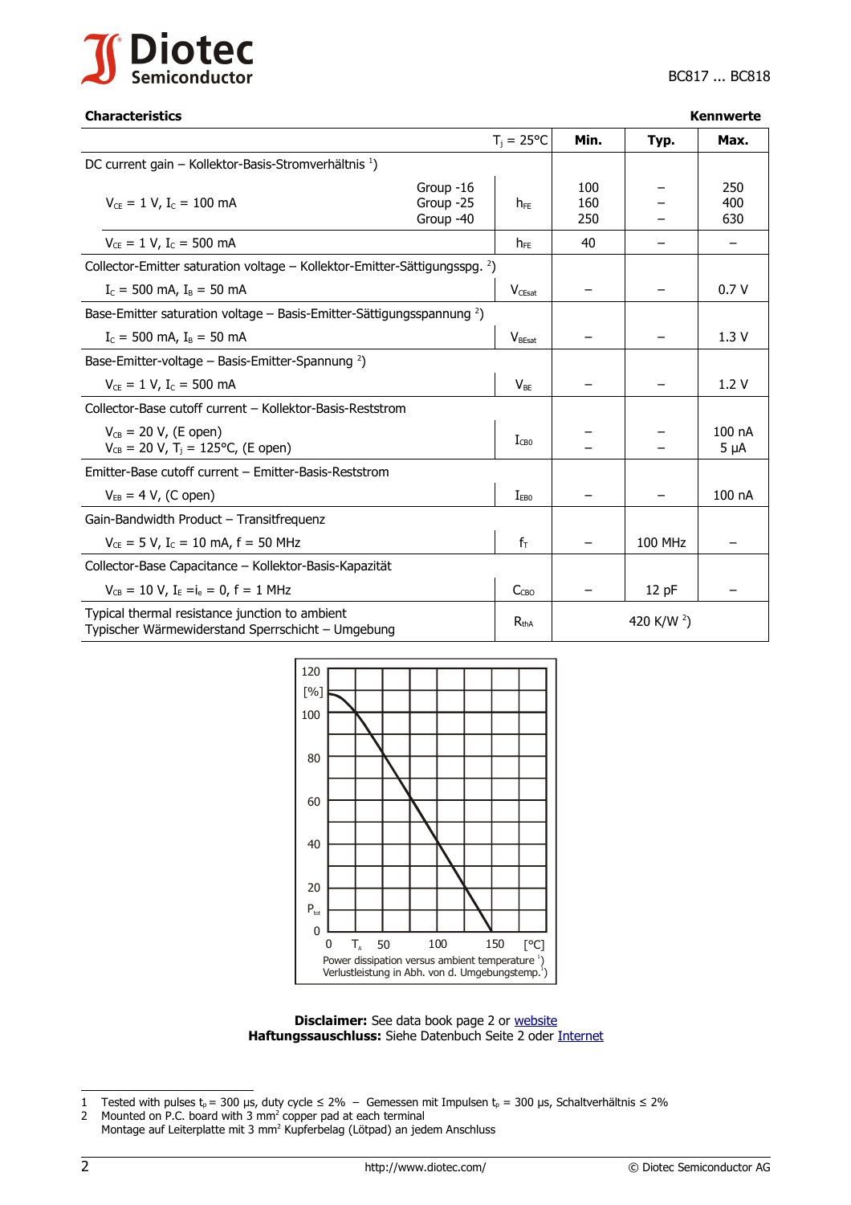**Characteristics** **Kennwerte**

| | $T_j$ = 25°C | Min. | Typ. | Max. |
|---|---|---|---|---|
| DC current gain – Kollektor-Basis-Stromverhältnis [1]) | | | | |
| $V_{CE}$ = 1 V, $I_C$ = 100 mA Group -16 | $h_{FE}$ | 100 | – | 250 |
| Group -25 | $h_{FE}$ | 160 | – | 400 |
| Group -40 | $h_{FE}$ | 250 | – | 630 |
| $V_{CE}$ = 1 V, $I_C$ = 500 mA | $h_{FE}$ | 40 | – | – |
| Collector-Emitter saturation voltage – Kollektor-Emitter-Sättigungsspg. [2]) | | | | |
| $I_C$ = 500 mA, $I_B$ = 50 mA | $V_{CEsat}$ | – | – | 0.7 V |
| Base-Emitter saturation voltage – Basis-Emitter-Sättigungsspannung [2]) | | | | |
| $I_C$ = 500 mA, $I_B$ = 50 mA | $V_{BEsat}$ | – | – | 1.3 V |
| Base-Emitter-voltage – Basis-Emitter-Spannung [2]) | | | | |
| $V_{CE}$ = 1 V, $I_C$ = 500 mA | $V_{BE}$ | – | – | 1.2 V |
| Collector-Base cutoff current – Kollektor-Basis-Reststrom | | | | |
| $V_{CB}$ = 20 V, (E open) | $I_{CB0}$ | – | – | 100 nA |
| $V_{CB}$ = 20 V, $T_j$ = 125°C, (E open) | $I_{CB0}$ | – | – | 5 µA |
| Emitter-Base cutoff current – Emitter-Basis-Reststrom | | | | |
| $V_{EB}$ = 4 V, (C open) | $I_{EB0}$ | – | – | 100 nA |
| Gain-Bandwidth Product – Transitfrequenz | | | | |
| $V_{CE}$ = 5 V, $I_C$ = 10 mA, f = 50 MHz | $f_T$ | – | 100 MHz | – |
| Collector-Base Capacitance – Kollektor-Basis-Kapazität | | | | |
| $V_{CB}$ = 10 V, $I_E$ = $i_e$ = 0, f = 1 MHz | $C_{CBO}$ | – | 12 pF | – |
| Typical thermal resistance junction to ambient / Typischer Wärmewiderstand Sperrschicht – Umgebung | $R_{thA}$ | | 420 K/W [2]) | |

120
[%]
100
80
60
40
20
$P_{tot}$
0
0 $T_A$ 50 100 150 [°C]

Power dissipation versus ambient temperature [1])
Verlustleistung in Abh. von d. Umgebungstemp.[1])

**Disclaimer:** See data book page 2 or website
**Haftungssausschluss:** Siehe Datenbuch Seite 2 oder Internet

1 Tested with pulses $t_p$ = 300 µs, duty cycle ≤ 2% – Gemessen mit Impulsen $t_p$ = 300 µs, Schaltverhältnis ≤ 2%
2 Mounted on P.C. board with 3 mm² copper pad at each terminal
Montage auf Leiterplatte mit 3 mm² Kupferbelag (Lötpad) an jedem Anschluss